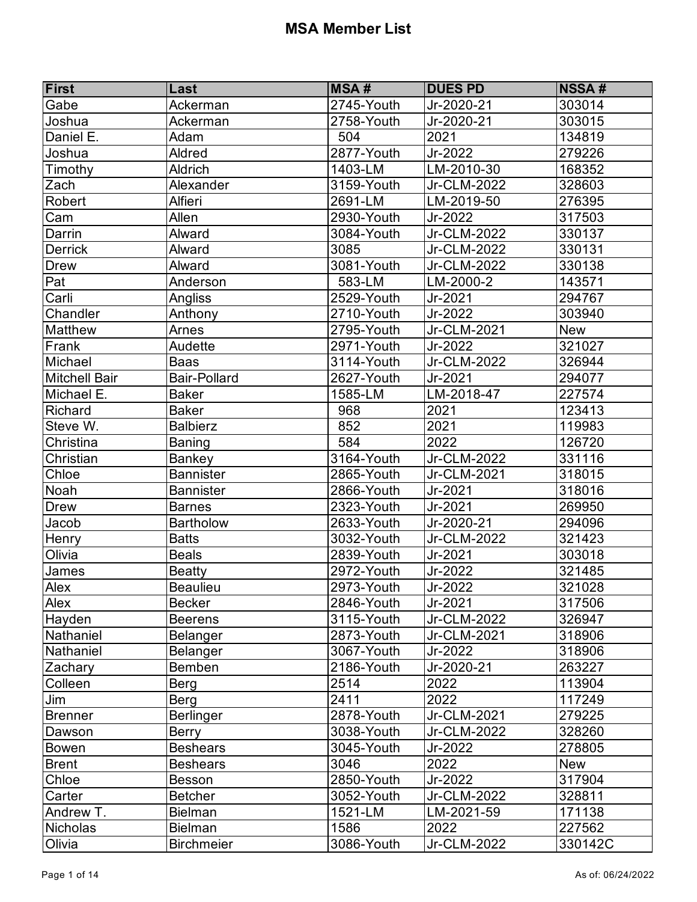# MSA Member List

| First | Last | MSA # | DUES PD | NSSA # |
|---|---|---|---|---|
| Gabe | Ackerman | 2745-Youth | Jr-2020-21 | 303014 |
| Joshua | Ackerman | 2758-Youth | Jr-2020-21 | 303015 |
| Daniel E. | Adam | 504 | 2021 | 134819 |
| Joshua | Aldred | 2877-Youth | Jr-2022 | 279226 |
| Timothy | Aldrich | 1403-LM | LM-2010-30 | 168352 |
| Zach | Alexander | 3159-Youth | Jr-CLM-2022 | 328603 |
| Robert | Alfieri | 2691-LM | LM-2019-50 | 276395 |
| Cam | Allen | 2930-Youth | Jr-2022 | 317503 |
| Darrin | Alward | 3084-Youth | Jr-CLM-2022 | 330137 |
| Derrick | Alward | 3085 | Jr-CLM-2022 | 330131 |
| Drew | Alward | 3081-Youth | Jr-CLM-2022 | 330138 |
| Pat | Anderson | 583-LM | LM-2000-2 | 143571 |
| Carli | Angliss | 2529-Youth | Jr-2021 | 294767 |
| Chandler | Anthony | 2710-Youth | Jr-2022 | 303940 |
| Matthew | Arnes | 2795-Youth | Jr-CLM-2021 | New |
| Frank | Audette | 2971-Youth | Jr-2022 | 321027 |
| Michael | Baas | 3114-Youth | Jr-CLM-2022 | 326944 |
| Mitchell Bair | Bair-Pollard | 2627-Youth | Jr-2021 | 294077 |
| Michael E. | Baker | 1585-LM | LM-2018-47 | 227574 |
| Richard | Baker | 968 | 2021 | 123413 |
| Steve W. | Balbierz | 852 | 2021 | 119983 |
| Christina | Baning | 584 | 2022 | 126720 |
| Christian | Bankey | 3164-Youth | Jr-CLM-2022 | 331116 |
| Chloe | Bannister | 2865-Youth | Jr-CLM-2021 | 318015 |
| Noah | Bannister | 2866-Youth | Jr-2021 | 318016 |
| Drew | Barnes | 2323-Youth | Jr-2021 | 269950 |
| Jacob | Bartholow | 2633-Youth | Jr-2020-21 | 294096 |
| Henry | Batts | 3032-Youth | Jr-CLM-2022 | 321423 |
| Olivia | Beals | 2839-Youth | Jr-2021 | 303018 |
| James | Beatty | 2972-Youth | Jr-2022 | 321485 |
| Alex | Beaulieu | 2973-Youth | Jr-2022 | 321028 |
| Alex | Becker | 2846-Youth | Jr-2021 | 317506 |
| Hayden | Beerens | 3115-Youth | Jr-CLM-2022 | 326947 |
| Nathaniel | Belanger | 2873-Youth | Jr-CLM-2021 | 318906 |
| Nathaniel | Belanger | 3067-Youth | Jr-2022 | 318906 |
| Zachary | Bemben | 2186-Youth | Jr-2020-21 | 263227 |
| Colleen | Berg | 2514 | 2022 | 113904 |
| Jim | Berg | 2411 | 2022 | 117249 |
| Brenner | Berlinger | 2878-Youth | Jr-CLM-2021 | 279225 |
| Dawson | Berry | 3038-Youth | Jr-CLM-2022 | 328260 |
| Bowen | Beshears | 3045-Youth | Jr-2022 | 278805 |
| Brent | Beshears | 3046 | 2022 | New |
| Chloe | Besson | 2850-Youth | Jr-2022 | 317904 |
| Carter | Betcher | 3052-Youth | Jr-CLM-2022 | 328811 |
| Andrew T. | Bielman | 1521-LM | LM-2021-59 | 171138 |
| Nicholas | Bielman | 1586 | 2022 | 227562 |
| Olivia | Birchmeier | 3086-Youth | Jr-CLM-2022 | 330142C |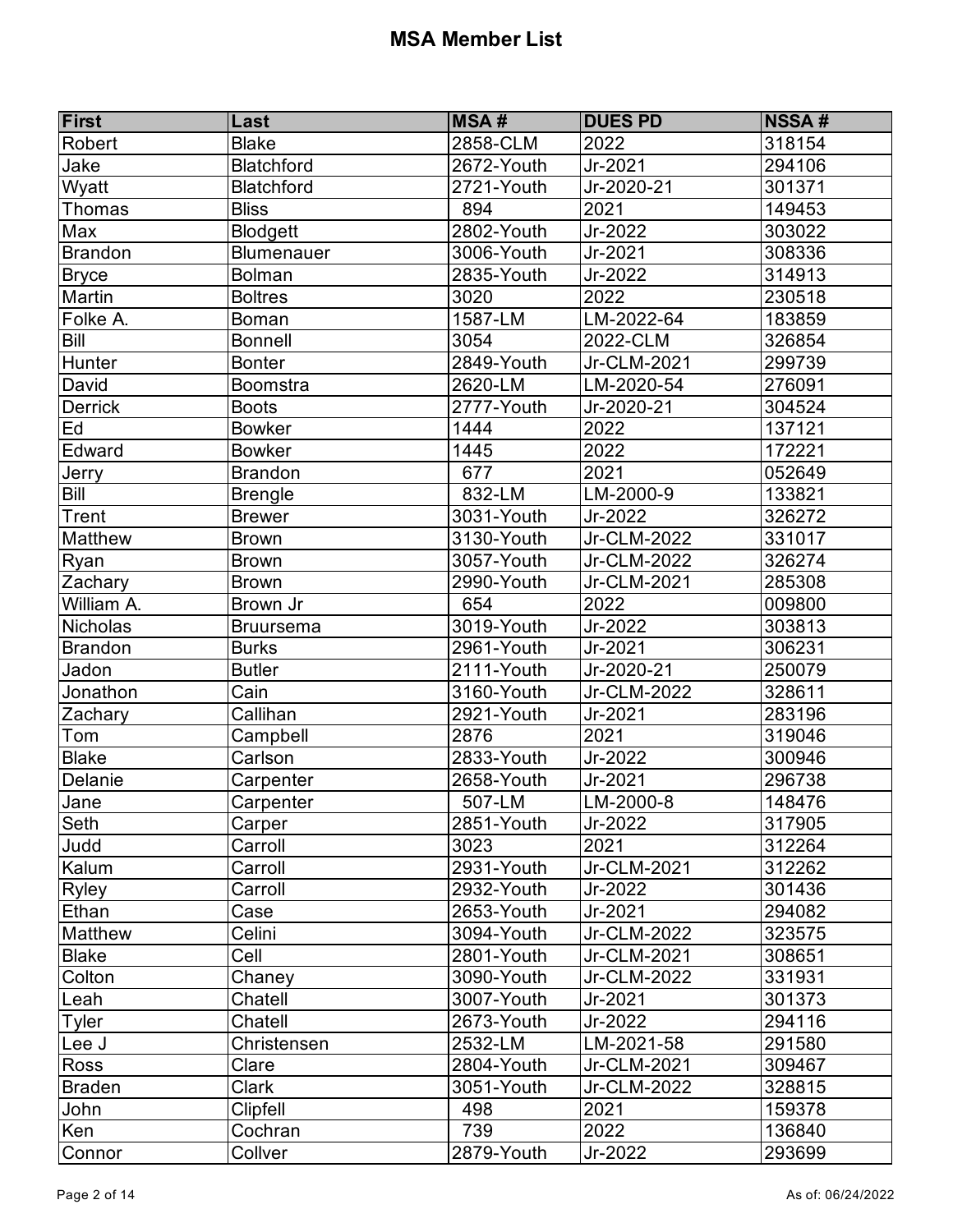# MSA Member List

| First | Last | MSA # | DUES PD | NSSA # |
|---|---|---|---|---|
| Robert | Blake | 2858-CLM | 2022 | 318154 |
| Jake | Blatchford | 2672-Youth | Jr-2021 | 294106 |
| Wyatt | Blatchford | 2721-Youth | Jr-2020-21 | 301371 |
| Thomas | Bliss | 894 | 2021 | 149453 |
| Max | Blodgett | 2802-Youth | Jr-2022 | 303022 |
| Brandon | Blumenauer | 3006-Youth | Jr-2021 | 308336 |
| Bryce | Bolman | 2835-Youth | Jr-2022 | 314913 |
| Martin | Boltres | 3020 | 2022 | 230518 |
| Folke A. | Boman | 1587-LM | LM-2022-64 | 183859 |
| Bill | Bonnell | 3054 | 2022-CLM | 326854 |
| Hunter | Bonter | 2849-Youth | Jr-CLM-2021 | 299739 |
| David | Boomstra | 2620-LM | LM-2020-54 | 276091 |
| Derrick | Boots | 2777-Youth | Jr-2020-21 | 304524 |
| Ed | Bowker | 1444 | 2022 | 137121 |
| Edward | Bowker | 1445 | 2022 | 172221 |
| Jerry | Brandon | 677 | 2021 | 052649 |
| Bill | Brengle | 832-LM | LM-2000-9 | 133821 |
| Trent | Brewer | 3031-Youth | Jr-2022 | 326272 |
| Matthew | Brown | 3130-Youth | Jr-CLM-2022 | 331017 |
| Ryan | Brown | 3057-Youth | Jr-CLM-2022 | 326274 |
| Zachary | Brown | 2990-Youth | Jr-CLM-2021 | 285308 |
| William A. | Brown Jr | 654 | 2022 | 009800 |
| Nicholas | Bruursema | 3019-Youth | Jr-2022 | 303813 |
| Brandon | Burks | 2961-Youth | Jr-2021 | 306231 |
| Jadon | Butler | 2111-Youth | Jr-2020-21 | 250079 |
| Jonathon | Cain | 3160-Youth | Jr-CLM-2022 | 328611 |
| Zachary | Callihan | 2921-Youth | Jr-2021 | 283196 |
| Tom | Campbell | 2876 | 2021 | 319046 |
| Blake | Carlson | 2833-Youth | Jr-2022 | 300946 |
| Delanie | Carpenter | 2658-Youth | Jr-2021 | 296738 |
| Jane | Carpenter | 507-LM | LM-2000-8 | 148476 |
| Seth | Carper | 2851-Youth | Jr-2022 | 317905 |
| Judd | Carroll | 3023 | 2021 | 312264 |
| Kalum | Carroll | 2931-Youth | Jr-CLM-2021 | 312262 |
| Ryley | Carroll | 2932-Youth | Jr-2022 | 301436 |
| Ethan | Case | 2653-Youth | Jr-2021 | 294082 |
| Matthew | Celini | 3094-Youth | Jr-CLM-2022 | 323575 |
| Blake | Cell | 2801-Youth | Jr-CLM-2021 | 308651 |
| Colton | Chaney | 3090-Youth | Jr-CLM-2022 | 331931 |
| Leah | Chatell | 3007-Youth | Jr-2021 | 301373 |
| Tyler | Chatell | 2673-Youth | Jr-2022 | 294116 |
| Lee J | Christensen | 2532-LM | LM-2021-58 | 291580 |
| Ross | Clare | 2804-Youth | Jr-CLM-2021 | 309467 |
| Braden | Clark | 3051-Youth | Jr-CLM-2022 | 328815 |
| John | Clipfell | 498 | 2021 | 159378 |
| Ken | Cochran | 739 | 2022 | 136840 |
| Connor | Collver | 2879-Youth | Jr-2022 | 293699 |

As of: 06/24/2022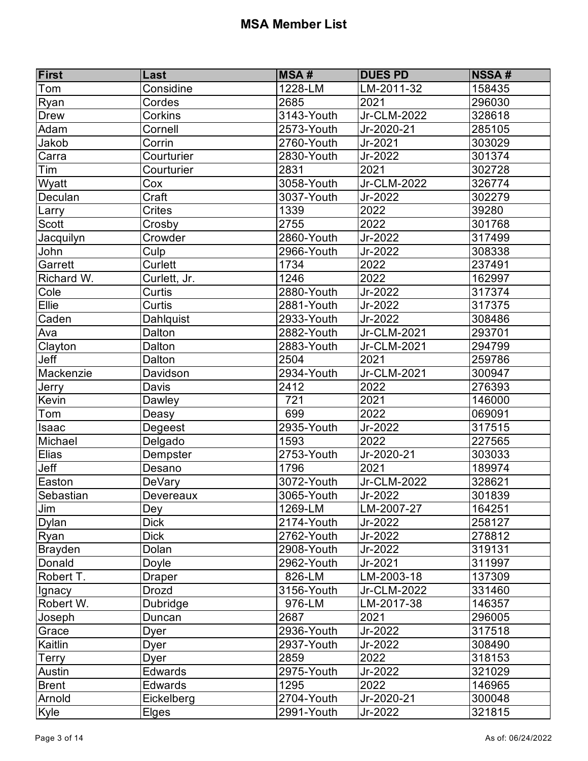# MSA Member List

| First | Last | MSA # | DUES PD | NSSA # |
|---|---|---|---|---|
| Tom | Considine | 1228-LM | LM-2011-32 | 158435 |
| Ryan | Cordes | 2685 | 2021 | 296030 |
| Drew | Corkins | 3143-Youth | Jr-CLM-2022 | 328618 |
| Adam | Cornell | 2573-Youth | Jr-2020-21 | 285105 |
| Jakob | Corrin | 2760-Youth | Jr-2021 | 303029 |
| Carra | Courturier | 2830-Youth | Jr-2022 | 301374 |
| Tim | Courturier | 2831 | 2021 | 302728 |
| Wyatt | Cox | 3058-Youth | Jr-CLM-2022 | 326774 |
| Deculan | Craft | 3037-Youth | Jr-2022 | 302279 |
| Larry | Crites | 1339 | 2022 | 39280 |
| Scott | Crosby | 2755 | 2022 | 301768 |
| Jacquilyn | Crowder | 2860-Youth | Jr-2022 | 317499 |
| John | Culp | 2966-Youth | Jr-2022 | 308338 |
| Garrett | Curlett | 1734 | 2022 | 237491 |
| Richard W. | Curlett, Jr. | 1246 | 2022 | 162997 |
| Cole | Curtis | 2880-Youth | Jr-2022 | 317374 |
| Ellie | Curtis | 2881-Youth | Jr-2022 | 317375 |
| Caden | Dahlquist | 2933-Youth | Jr-2022 | 308486 |
| Ava | Dalton | 2882-Youth | Jr-CLM-2021 | 293701 |
| Clayton | Dalton | 2883-Youth | Jr-CLM-2021 | 294799 |
| Jeff | Dalton | 2504 | 2021 | 259786 |
| Mackenzie | Davidson | 2934-Youth | Jr-CLM-2021 | 300947 |
| Jerry | Davis | 2412 | 2022 | 276393 |
| Kevin | Dawley | 721 | 2021 | 146000 |
| Tom | Deasy | 699 | 2022 | 069091 |
| Isaac | Degeest | 2935-Youth | Jr-2022 | 317515 |
| Michael | Delgado | 1593 | 2022 | 227565 |
| Elias | Dempster | 2753-Youth | Jr-2020-21 | 303033 |
| Jeff | Desano | 1796 | 2021 | 189974 |
| Easton | DeVary | 3072-Youth | Jr-CLM-2022 | 328621 |
| Sebastian | Devereaux | 3065-Youth | Jr-2022 | 301839 |
| Jim | Dey | 1269-LM | LM-2007-27 | 164251 |
| Dylan | Dick | 2174-Youth | Jr-2022 | 258127 |
| Ryan | Dick | 2762-Youth | Jr-2022 | 278812 |
| Brayden | Dolan | 2908-Youth | Jr-2022 | 319131 |
| Donald | Doyle | 2962-Youth | Jr-2021 | 311997 |
| Robert T. | Draper | 826-LM | LM-2003-18 | 137309 |
| Ignacy | Drozd | 3156-Youth | Jr-CLM-2022 | 331460 |
| Robert W. | Dubridge | 976-LM | LM-2017-38 | 146357 |
| Joseph | Duncan | 2687 | 2021 | 296005 |
| Grace | Dyer | 2936-Youth | Jr-2022 | 317518 |
| Kaitlin | Dyer | 2937-Youth | Jr-2022 | 308490 |
| Terry | Dyer | 2859 | 2022 | 318153 |
| Austin | Edwards | 2975-Youth | Jr-2022 | 321029 |
| Brent | Edwards | 1295 | 2022 | 146965 |
| Arnold | Eickelberg | 2704-Youth | Jr-2020-21 | 300048 |
| Kyle | Elges | 2991-Youth | Jr-2022 | 321815 |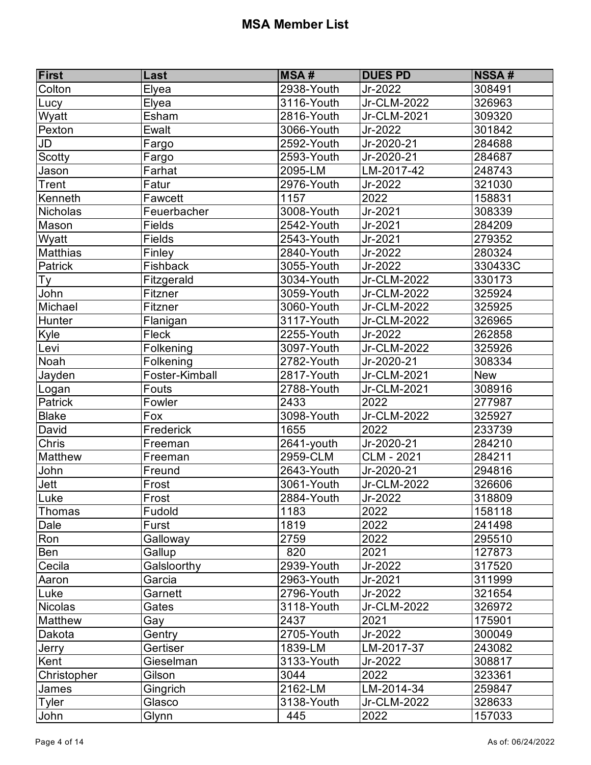# MSA Member List

| First | Last | MSA # | DUES PD | NSSA # |
|---|---|---|---|---|
| Colton | Elyea | 2938-Youth | Jr-2022 | 308491 |
| Lucy | Elyea | 3116-Youth | Jr-CLM-2022 | 326963 |
| Wyatt | Esham | 2816-Youth | Jr-CLM-2021 | 309320 |
| Pexton | Ewalt | 3066-Youth | Jr-2022 | 301842 |
| JD | Fargo | 2592-Youth | Jr-2020-21 | 284688 |
| Scotty | Fargo | 2593-Youth | Jr-2020-21 | 284687 |
| Jason | Farhat | 2095-LM | LM-2017-42 | 248743 |
| Trent | Fatur | 2976-Youth | Jr-2022 | 321030 |
| Kenneth | Fawcett | 1157 | 2022 | 158831 |
| Nicholas | Feuerbacher | 3008-Youth | Jr-2021 | 308339 |
| Mason | Fields | 2542-Youth | Jr-2021 | 284209 |
| Wyatt | Fields | 2543-Youth | Jr-2021 | 279352 |
| Matthias | Finley | 2840-Youth | Jr-2022 | 280324 |
| Patrick | Fishback | 3055-Youth | Jr-2022 | 330433C |
| Ty | Fitzgerald | 3034-Youth | Jr-CLM-2022 | 330173 |
| John | Fitzner | 3059-Youth | Jr-CLM-2022 | 325924 |
| Michael | Fitzner | 3060-Youth | Jr-CLM-2022 | 325925 |
| Hunter | Flanigan | 3117-Youth | Jr-CLM-2022 | 326965 |
| Kyle | Fleck | 2255-Youth | Jr-2022 | 262858 |
| Levi | Folkening | 3097-Youth | Jr-CLM-2022 | 325926 |
| Noah | Folkening | 2782-Youth | Jr-2020-21 | 308334 |
| Jayden | Foster-Kimball | 2817-Youth | Jr-CLM-2021 | New |
| Logan | Fouts | 2788-Youth | Jr-CLM-2021 | 308916 |
| Patrick | Fowler | 2433 | 2022 | 277987 |
| Blake | Fox | 3098-Youth | Jr-CLM-2022 | 325927 |
| David | Frederick | 1655 | 2022 | 233739 |
| Chris | Freeman | 2641-youth | Jr-2020-21 | 284210 |
| Matthew | Freeman | 2959-CLM | CLM - 2021 | 284211 |
| John | Freund | 2643-Youth | Jr-2020-21 | 294816 |
| Jett | Frost | 3061-Youth | Jr-CLM-2022 | 326606 |
| Luke | Frost | 2884-Youth | Jr-2022 | 318809 |
| Thomas | Fudold | 1183 | 2022 | 158118 |
| Dale | Furst | 1819 | 2022 | 241498 |
| Ron | Galloway | 2759 | 2022 | 295510 |
| Ben | Gallup | 820 | 2021 | 127873 |
| Cecila | Galsloorthy | 2939-Youth | Jr-2022 | 317520 |
| Aaron | Garcia | 2963-Youth | Jr-2021 | 311999 |
| Luke | Garnett | 2796-Youth | Jr-2022 | 321654 |
| Nicolas | Gates | 3118-Youth | Jr-CLM-2022 | 326972 |
| Matthew | Gay | 2437 | 2021 | 175901 |
| Dakota | Gentry | 2705-Youth | Jr-2022 | 300049 |
| Jerry | Gertiser | 1839-LM | LM-2017-37 | 243082 |
| Kent | Gieselman | 3133-Youth | Jr-2022 | 308817 |
| Christopher | Gilson | 3044 | 2022 | 323361 |
| James | Gingrich | 2162-LM | LM-2014-34 | 259847 |
| Tyler | Glasco | 3138-Youth | Jr-CLM-2022 | 328633 |
| John | Glynn | 445 | 2022 | 157033 |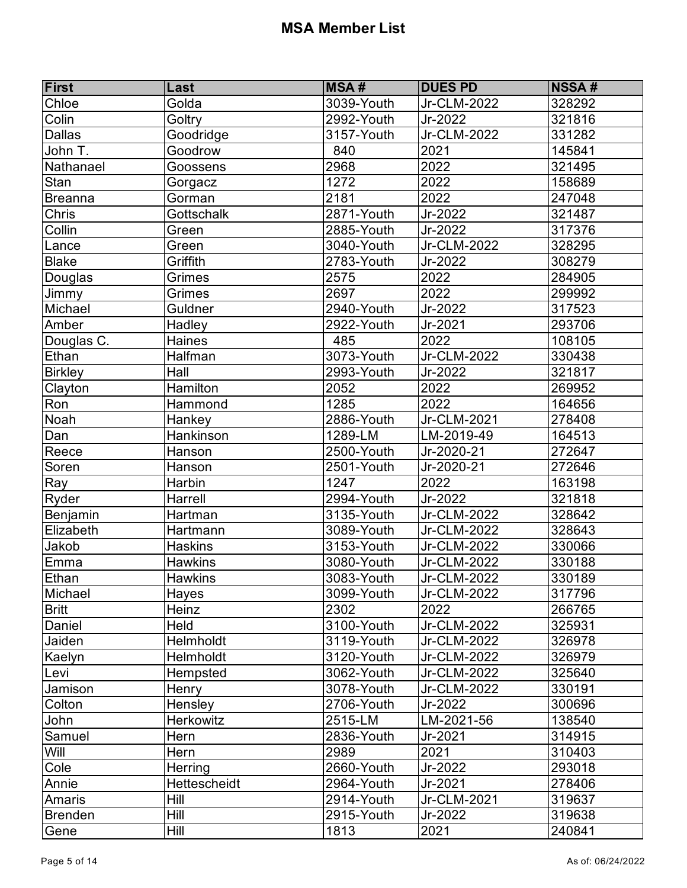# MSA Member List

| First | Last | MSA # | DUES PD | NSSA # |
|---|---|---|---|---|
| Chloe | Golda | 3039-Youth | Jr-CLM-2022 | 328292 |
| Colin | Goltry | 2992-Youth | Jr-2022 | 321816 |
| Dallas | Goodridge | 3157-Youth | Jr-CLM-2022 | 331282 |
| John T. | Goodrow | 840 | 2021 | 145841 |
| Nathanael | Goossens | 2968 | 2022 | 321495 |
| Stan | Gorgacz | 1272 | 2022 | 158689 |
| Breanna | Gorman | 2181 | 2022 | 247048 |
| Chris | Gottschalk | 2871-Youth | Jr-2022 | 321487 |
| Collin | Green | 2885-Youth | Jr-2022 | 317376 |
| Lance | Green | 3040-Youth | Jr-CLM-2022 | 328295 |
| Blake | Griffith | 2783-Youth | Jr-2022 | 308279 |
| Douglas | Grimes | 2575 | 2022 | 284905 |
| Jimmy | Grimes | 2697 | 2022 | 299992 |
| Michael | Guldner | 2940-Youth | Jr-2022 | 317523 |
| Amber | Hadley | 2922-Youth | Jr-2021 | 293706 |
| Douglas C. | Haines | 485 | 2022 | 108105 |
| Ethan | Halfman | 3073-Youth | Jr-CLM-2022 | 330438 |
| Birkley | Hall | 2993-Youth | Jr-2022 | 321817 |
| Clayton | Hamilton | 2052 | 2022 | 269952 |
| Ron | Hammond | 1285 | 2022 | 164656 |
| Noah | Hankey | 2886-Youth | Jr-CLM-2021 | 278408 |
| Dan | Hankinson | 1289-LM | LM-2019-49 | 164513 |
| Reece | Hanson | 2500-Youth | Jr-2020-21 | 272647 |
| Soren | Hanson | 2501-Youth | Jr-2020-21 | 272646 |
| Ray | Harbin | 1247 | 2022 | 163198 |
| Ryder | Harrell | 2994-Youth | Jr-2022 | 321818 |
| Benjamin | Hartman | 3135-Youth | Jr-CLM-2022 | 328642 |
| Elizabeth | Hartmann | 3089-Youth | Jr-CLM-2022 | 328643 |
| Jakob | Haskins | 3153-Youth | Jr-CLM-2022 | 330066 |
| Emma | Hawkins | 3080-Youth | Jr-CLM-2022 | 330188 |
| Ethan | Hawkins | 3083-Youth | Jr-CLM-2022 | 330189 |
| Michael | Hayes | 3099-Youth | Jr-CLM-2022 | 317796 |
| Britt | Heinz | 2302 | 2022 | 266765 |
| Daniel | Held | 3100-Youth | Jr-CLM-2022 | 325931 |
| Jaiden | Helmholdt | 3119-Youth | Jr-CLM-2022 | 326978 |
| Kaelyn | Helmholdt | 3120-Youth | Jr-CLM-2022 | 326979 |
| Levi | Hempsted | 3062-Youth | Jr-CLM-2022 | 325640 |
| Jamison | Henry | 3078-Youth | Jr-CLM-2022 | 330191 |
| Colton | Hensley | 2706-Youth | Jr-2022 | 300696 |
| John | Herkowitz | 2515-LM | LM-2021-56 | 138540 |
| Samuel | Hern | 2836-Youth | Jr-2021 | 314915 |
| Will | Hern | 2989 | 2021 | 310403 |
| Cole | Herring | 2660-Youth | Jr-2022 | 293018 |
| Annie | Hettescheidt | 2964-Youth | Jr-2021 | 278406 |
| Amaris | Hill | 2914-Youth | Jr-CLM-2021 | 319637 |
| Brenden | Hill | 2915-Youth | Jr-2022 | 319638 |
| Gene | Hill | 1813 | 2021 | 240841 |

As of: 06/24/2022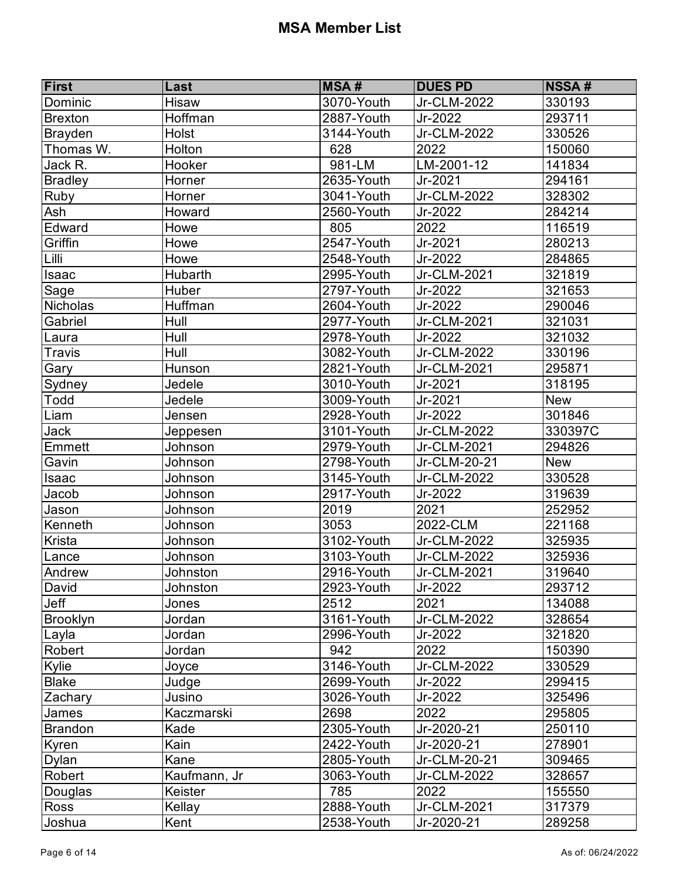# MSA Member List

| First | Last | MSA # | DUES PD | NSSA # |
|---|---|---|---|---|
| Dominic | Hisaw | 3070-Youth | Jr-CLM-2022 | 330193 |
| Brexton | Hoffman | 2887-Youth | Jr-2022 | 293711 |
| Brayden | Holst | 3144-Youth | Jr-CLM-2022 | 330526 |
| Thomas W. | Holton | 628 | 2022 | 150060 |
| Jack R. | Hooker | 981-LM | LM-2001-12 | 141834 |
| Bradley | Horner | 2635-Youth | Jr-2021 | 294161 |
| Ruby | Horner | 3041-Youth | Jr-CLM-2022 | 328302 |
| Ash | Howard | 2560-Youth | Jr-2022 | 284214 |
| Edward | Howe | 805 | 2022 | 116519 |
| Griffin | Howe | 2547-Youth | Jr-2021 | 280213 |
| Lilli | Howe | 2548-Youth | Jr-2022 | 284865 |
| Isaac | Hubarth | 2995-Youth | Jr-CLM-2021 | 321819 |
| Sage | Huber | 2797-Youth | Jr-2022 | 321653 |
| Nicholas | Huffman | 2604-Youth | Jr-2022 | 290046 |
| Gabriel | Hull | 2977-Youth | Jr-CLM-2021 | 321031 |
| Laura | Hull | 2978-Youth | Jr-2022 | 321032 |
| Travis | Hull | 3082-Youth | Jr-CLM-2022 | 330196 |
| Gary | Hunson | 2821-Youth | Jr-CLM-2021 | 295871 |
| Sydney | Jedele | 3010-Youth | Jr-2021 | 318195 |
| Todd | Jedele | 3009-Youth | Jr-2021 | New |
| Liam | Jensen | 2928-Youth | Jr-2022 | 301846 |
| Jack | Jeppesen | 3101-Youth | Jr-CLM-2022 | 330397C |
| Emmett | Johnson | 2979-Youth | Jr-CLM-2021 | 294826 |
| Gavin | Johnson | 2798-Youth | Jr-CLM-20-21 | New |
| Isaac | Johnson | 3145-Youth | Jr-CLM-2022 | 330528 |
| Jacob | Johnson | 2917-Youth | Jr-2022 | 319639 |
| Jason | Johnson | 2019 | 2021 | 252952 |
| Kenneth | Johnson | 3053 | 2022-CLM | 221168 |
| Krista | Johnson | 3102-Youth | Jr-CLM-2022 | 325935 |
| Lance | Johnson | 3103-Youth | Jr-CLM-2022 | 325936 |
| Andrew | Johnston | 2916-Youth | Jr-CLM-2021 | 319640 |
| David | Johnston | 2923-Youth | Jr-2022 | 293712 |
| Jeff | Jones | 2512 | 2021 | 134088 |
| Brooklyn | Jordan | 3161-Youth | Jr-CLM-2022 | 328654 |
| Layla | Jordan | 2996-Youth | Jr-2022 | 321820 |
| Robert | Jordan | 942 | 2022 | 150390 |
| Kylie | Joyce | 3146-Youth | Jr-CLM-2022 | 330529 |
| Blake | Judge | 2699-Youth | Jr-2022 | 299415 |
| Zachary | Jusino | 3026-Youth | Jr-2022 | 325496 |
| James | Kaczmarski | 2698 | 2022 | 295805 |
| Brandon | Kade | 2305-Youth | Jr-2020-21 | 250110 |
| Kyren | Kain | 2422-Youth | Jr-2020-21 | 278901 |
| Dylan | Kane | 2805-Youth | Jr-CLM-20-21 | 309465 |
| Robert | Kaufmann, Jr | 3063-Youth | Jr-CLM-2022 | 328657 |
| Douglas | Keister | 785 | 2022 | 155550 |
| Ross | Kellay | 2888-Youth | Jr-CLM-2021 | 317379 |
| Joshua | Kent | 2538-Youth | Jr-2020-21 | 289258 |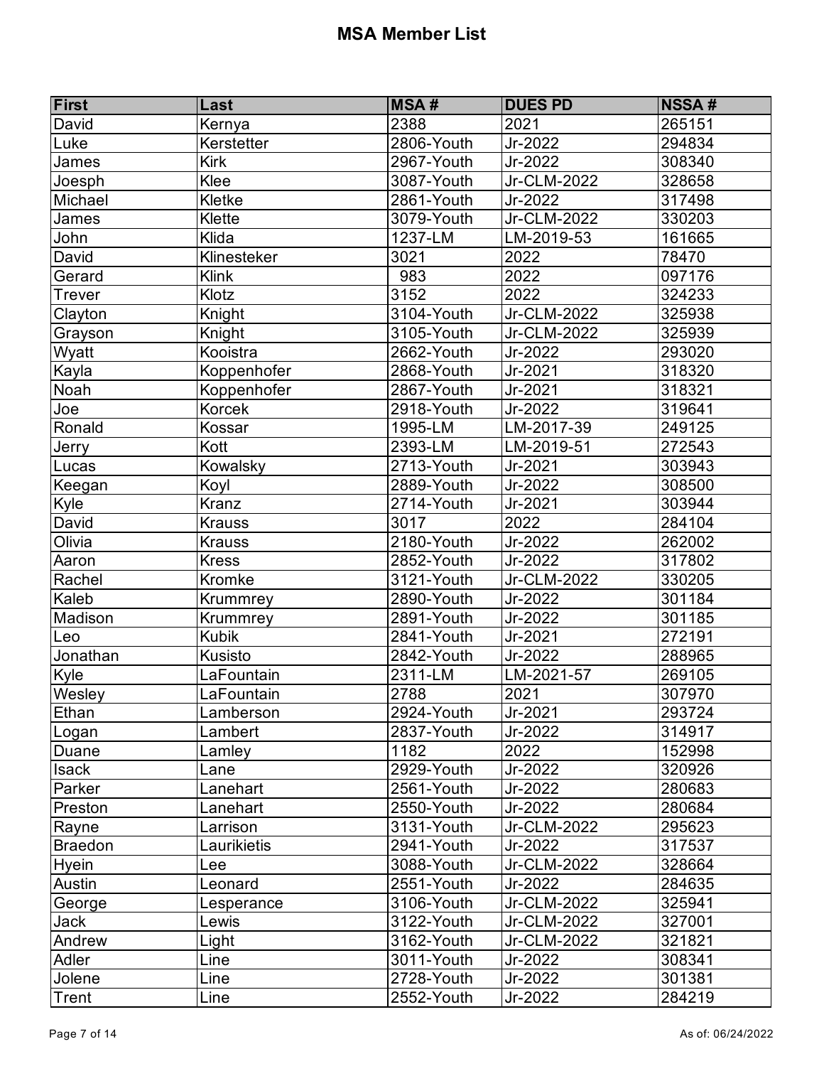# MSA Member List

| First | Last | MSA # | DUES PD | NSSA # |
|---|---|---|---|---|
| David | Kernya | 2388 | 2021 | 265151 |
| Luke | Kerstetter | 2806-Youth | Jr-2022 | 294834 |
| James | Kirk | 2967-Youth | Jr-2022 | 308340 |
| Joesph | Klee | 3087-Youth | Jr-CLM-2022 | 328658 |
| Michael | Kletke | 2861-Youth | Jr-2022 | 317498 |
| James | Klette | 3079-Youth | Jr-CLM-2022 | 330203 |
| John | Klida | 1237-LM | LM-2019-53 | 161665 |
| David | Klinesteker | 3021 | 2022 | 78470 |
| Gerard | Klink | 983 | 2022 | 097176 |
| Trever | Klotz | 3152 | 2022 | 324233 |
| Clayton | Knight | 3104-Youth | Jr-CLM-2022 | 325938 |
| Grayson | Knight | 3105-Youth | Jr-CLM-2022 | 325939 |
| Wyatt | Kooistra | 2662-Youth | Jr-2022 | 293020 |
| Kayla | Koppenhofer | 2868-Youth | Jr-2021 | 318320 |
| Noah | Koppenhofer | 2867-Youth | Jr-2021 | 318321 |
| Joe | Korcek | 2918-Youth | Jr-2022 | 319641 |
| Ronald | Kossar | 1995-LM | LM-2017-39 | 249125 |
| Jerry | Kott | 2393-LM | LM-2019-51 | 272543 |
| Lucas | Kowalsky | 2713-Youth | Jr-2021 | 303943 |
| Keegan | Koyl | 2889-Youth | Jr-2022 | 308500 |
| Kyle | Kranz | 2714-Youth | Jr-2021 | 303944 |
| David | Krauss | 3017 | 2022 | 284104 |
| Olivia | Krauss | 2180-Youth | Jr-2022 | 262002 |
| Aaron | Kress | 2852-Youth | Jr-2022 | 317802 |
| Rachel | Kromke | 3121-Youth | Jr-CLM-2022 | 330205 |
| Kaleb | Krummrey | 2890-Youth | Jr-2022 | 301184 |
| Madison | Krummrey | 2891-Youth | Jr-2022 | 301185 |
| Leo | Kubik | 2841-Youth | Jr-2021 | 272191 |
| Jonathan | Kusisto | 2842-Youth | Jr-2022 | 288965 |
| Kyle | LaFountain | 2311-LM | LM-2021-57 | 269105 |
| Wesley | LaFountain | 2788 | 2021 | 307970 |
| Ethan | Lamberson | 2924-Youth | Jr-2021 | 293724 |
| Logan | Lambert | 2837-Youth | Jr-2022 | 314917 |
| Duane | Lamley | 1182 | 2022 | 152998 |
| Isack | Lane | 2929-Youth | Jr-2022 | 320926 |
| Parker | Lanehart | 2561-Youth | Jr-2022 | 280683 |
| Preston | Lanehart | 2550-Youth | Jr-2022 | 280684 |
| Rayne | Larrison | 3131-Youth | Jr-CLM-2022 | 295623 |
| Braedon | Laurikietis | 2941-Youth | Jr-2022 | 317537 |
| Hyein | Lee | 3088-Youth | Jr-CLM-2022 | 328664 |
| Austin | Leonard | 2551-Youth | Jr-2022 | 284635 |
| George | Lesperance | 3106-Youth | Jr-CLM-2022 | 325941 |
| Jack | Lewis | 3122-Youth | Jr-CLM-2022 | 327001 |
| Andrew | Light | 3162-Youth | Jr-CLM-2022 | 321821 |
| Adler | Line | 3011-Youth | Jr-2022 | 308341 |
| Jolene | Line | 2728-Youth | Jr-2022 | 301381 |
| Trent | Line | 2552-Youth | Jr-2022 | 284219 |

As of: 06/24/2022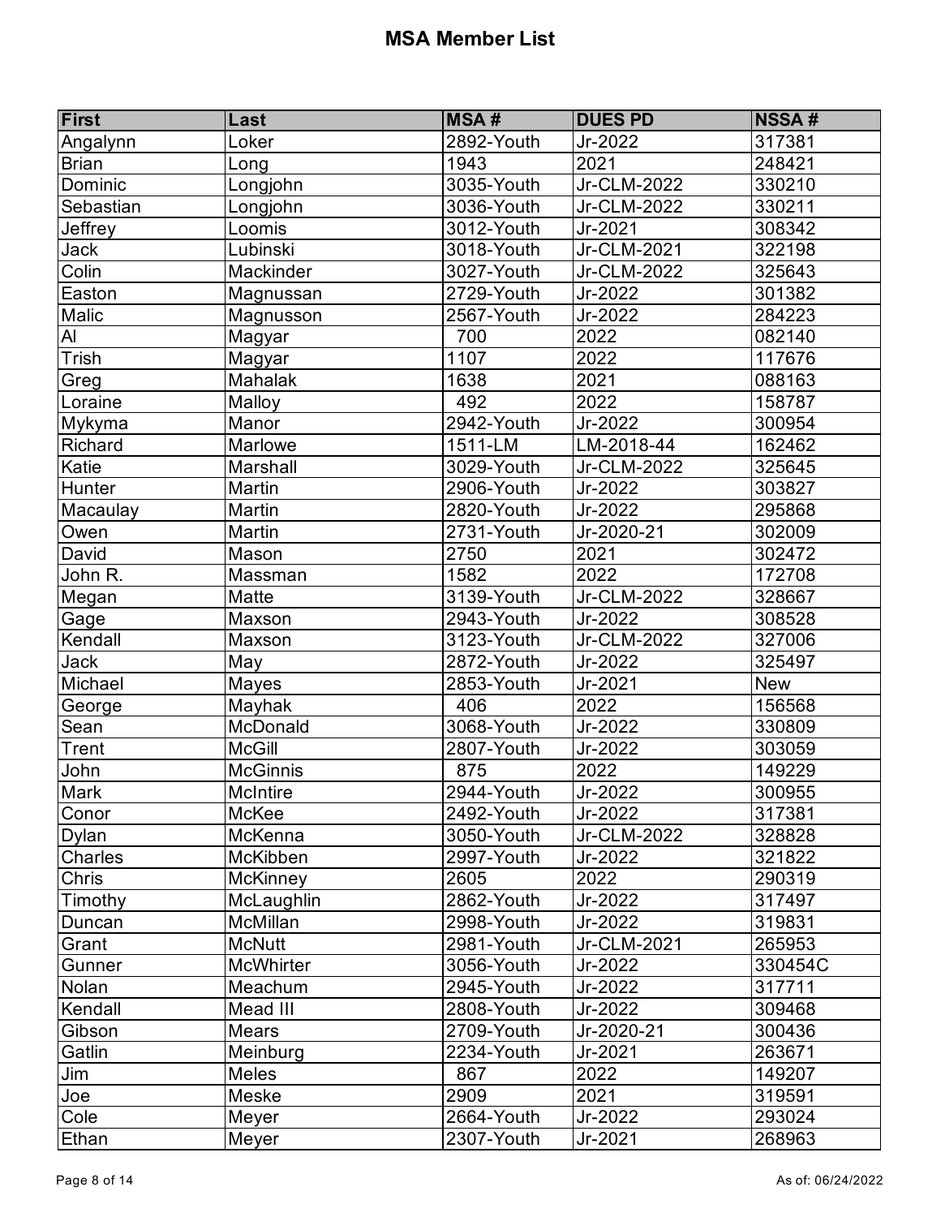# MSA Member List

| First | Last | MSA # | DUES PD | NSSA # |
|---|---|---|---|---|
| Angalynn | Loker | 2892-Youth | Jr-2022 | 317381 |
| Brian | Long | 1943 | 2021 | 248421 |
| Dominic | Longjohn | 3035-Youth | Jr-CLM-2022 | 330210 |
| Sebastian | Longjohn | 3036-Youth | Jr-CLM-2022 | 330211 |
| Jeffrey | Loomis | 3012-Youth | Jr-2021 | 308342 |
| Jack | Lubinski | 3018-Youth | Jr-CLM-2021 | 322198 |
| Colin | Mackinder | 3027-Youth | Jr-CLM-2022 | 325643 |
| Easton | Magnussan | 2729-Youth | Jr-2022 | 301382 |
| Malic | Magnusson | 2567-Youth | Jr-2022 | 284223 |
| Al | Magyar | 700 | 2022 | 082140 |
| Trish | Magyar | 1107 | 2022 | 117676 |
| Greg | Mahalak | 1638 | 2021 | 088163 |
| Loraine | Malloy | 492 | 2022 | 158787 |
| Mykyma | Manor | 2942-Youth | Jr-2022 | 300954 |
| Richard | Marlowe | 1511-LM | LM-2018-44 | 162462 |
| Katie | Marshall | 3029-Youth | Jr-CLM-2022 | 325645 |
| Hunter | Martin | 2906-Youth | Jr-2022 | 303827 |
| Macaulay | Martin | 2820-Youth | Jr-2022 | 295868 |
| Owen | Martin | 2731-Youth | Jr-2020-21 | 302009 |
| David | Mason | 2750 | 2021 | 302472 |
| John R. | Massman | 1582 | 2022 | 172708 |
| Megan | Matte | 3139-Youth | Jr-CLM-2022 | 328667 |
| Gage | Maxson | 2943-Youth | Jr-2022 | 308528 |
| Kendall | Maxson | 3123-Youth | Jr-CLM-2022 | 327006 |
| Jack | May | 2872-Youth | Jr-2022 | 325497 |
| Michael | Mayes | 2853-Youth | Jr-2021 | New |
| George | Mayhak | 406 | 2022 | 156568 |
| Sean | McDonald | 3068-Youth | Jr-2022 | 330809 |
| Trent | McGill | 2807-Youth | Jr-2022 | 303059 |
| John | McGinnis | 875 | 2022 | 149229 |
| Mark | McIntire | 2944-Youth | Jr-2022 | 300955 |
| Conor | McKee | 2492-Youth | Jr-2022 | 317381 |
| Dylan | McKenna | 3050-Youth | Jr-CLM-2022 | 328828 |
| Charles | McKibben | 2997-Youth | Jr-2022 | 321822 |
| Chris | McKinney | 2605 | 2022 | 290319 |
| Timothy | McLaughlin | 2862-Youth | Jr-2022 | 317497 |
| Duncan | McMillan | 2998-Youth | Jr-2022 | 319831 |
| Grant | McNutt | 2981-Youth | Jr-CLM-2021 | 265953 |
| Gunner | McWhirter | 3056-Youth | Jr-2022 | 330454C |
| Nolan | Meachum | 2945-Youth | Jr-2022 | 317711 |
| Kendall | Mead III | 2808-Youth | Jr-2022 | 309468 |
| Gibson | Mears | 2709-Youth | Jr-2020-21 | 300436 |
| Gatlin | Meinburg | 2234-Youth | Jr-2021 | 263671 |
| Jim | Meles | 867 | 2022 | 149207 |
| Joe | Meske | 2909 | 2021 | 319591 |
| Cole | Meyer | 2664-Youth | Jr-2022 | 293024 |
| Ethan | Meyer | 2307-Youth | Jr-2021 | 268963 |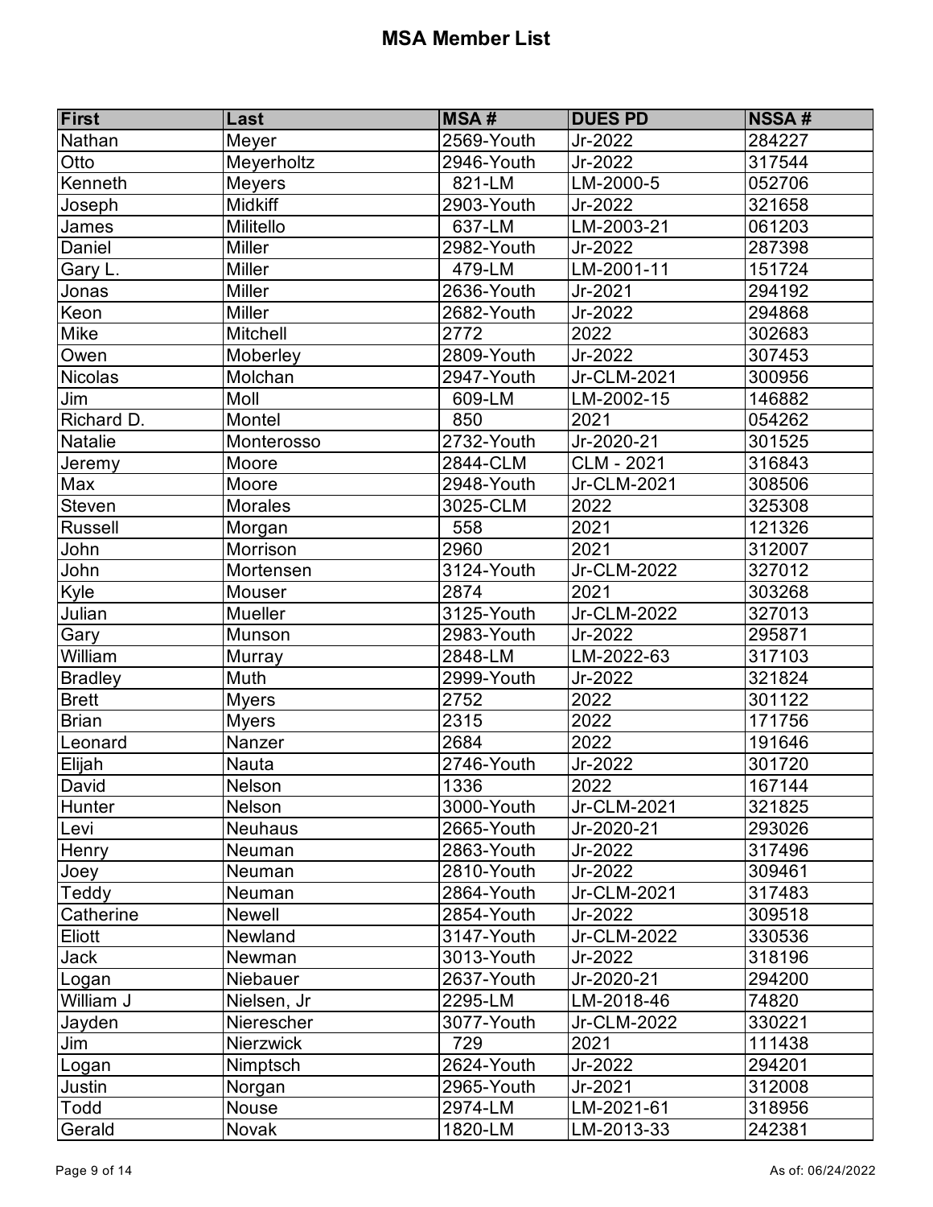# MSA Member List

| First | Last | MSA # | DUES PD | NSSA # |
|---|---|---|---|---|
| Nathan | Meyer | 2569-Youth | Jr-2022 | 284227 |
| Otto | Meyerholtz | 2946-Youth | Jr-2022 | 317544 |
| Kenneth | Meyers | 821-LM | LM-2000-5 | 052706 |
| Joseph | Midkiff | 2903-Youth | Jr-2022 | 321658 |
| James | Militello | 637-LM | LM-2003-21 | 061203 |
| Daniel | Miller | 2982-Youth | Jr-2022 | 287398 |
| Gary L. | Miller | 479-LM | LM-2001-11 | 151724 |
| Jonas | Miller | 2636-Youth | Jr-2021 | 294192 |
| Keon | Miller | 2682-Youth | Jr-2022 | 294868 |
| Mike | Mitchell | 2772 | 2022 | 302683 |
| Owen | Moberley | 2809-Youth | Jr-2022 | 307453 |
| Nicolas | Molchan | 2947-Youth | Jr-CLM-2021 | 300956 |
| Jim | Moll | 609-LM | LM-2002-15 | 146882 |
| Richard D. | Montel | 850 | 2021 | 054262 |
| Natalie | Monterosso | 2732-Youth | Jr-2020-21 | 301525 |
| Jeremy | Moore | 2844-CLM | CLM - 2021 | 316843 |
| Max | Moore | 2948-Youth | Jr-CLM-2021 | 308506 |
| Steven | Morales | 3025-CLM | 2022 | 325308 |
| Russell | Morgan | 558 | 2021 | 121326 |
| John | Morrison | 2960 | 2021 | 312007 |
| John | Mortensen | 3124-Youth | Jr-CLM-2022 | 327012 |
| Kyle | Mouser | 2874 | 2021 | 303268 |
| Julian | Mueller | 3125-Youth | Jr-CLM-2022 | 327013 |
| Gary | Munson | 2983-Youth | Jr-2022 | 295871 |
| William | Murray | 2848-LM | LM-2022-63 | 317103 |
| Bradley | Muth | 2999-Youth | Jr-2022 | 321824 |
| Brett | Myers | 2752 | 2022 | 301122 |
| Brian | Myers | 2315 | 2022 | 171756 |
| Leonard | Nanzer | 2684 | 2022 | 191646 |
| Elijah | Nauta | 2746-Youth | Jr-2022 | 301720 |
| David | Nelson | 1336 | 2022 | 167144 |
| Hunter | Nelson | 3000-Youth | Jr-CLM-2021 | 321825 |
| Levi | Neuhaus | 2665-Youth | Jr-2020-21 | 293026 |
| Henry | Neuman | 2863-Youth | Jr-2022 | 317496 |
| Joey | Neuman | 2810-Youth | Jr-2022 | 309461 |
| Teddy | Neuman | 2864-Youth | Jr-CLM-2021 | 317483 |
| Catherine | Newell | 2854-Youth | Jr-2022 | 309518 |
| Eliott | Newland | 3147-Youth | Jr-CLM-2022 | 330536 |
| Jack | Newman | 3013-Youth | Jr-2022 | 318196 |
| Logan | Niebauer | 2637-Youth | Jr-2020-21 | 294200 |
| William J | Nielsen, Jr | 2295-LM | LM-2018-46 | 74820 |
| Jayden | Nierescher | 3077-Youth | Jr-CLM-2022 | 330221 |
| Jim | Nierzwick | 729 | 2021 | 111438 |
| Logan | Nimptsch | 2624-Youth | Jr-2022 | 294201 |
| Justin | Norgan | 2965-Youth | Jr-2021 | 312008 |
| Todd | Nouse | 2974-LM | LM-2021-61 | 318956 |
| Gerald | Novak | 1820-LM | LM-2013-33 | 242381 |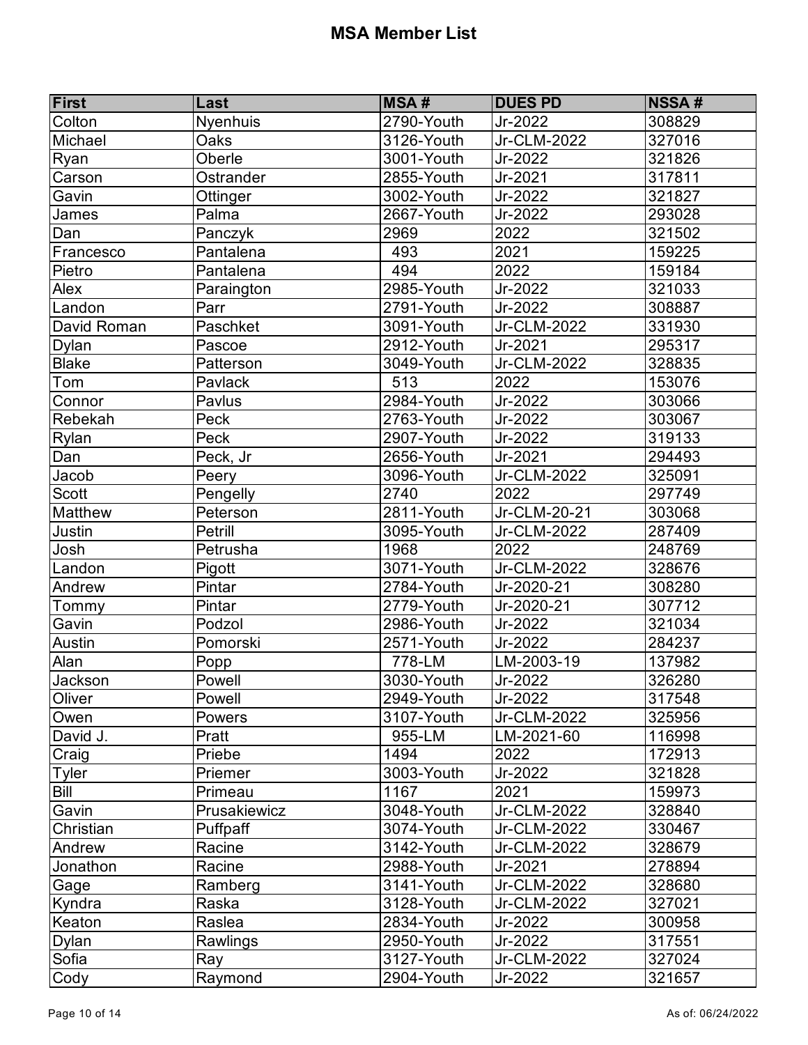# MSA Member List

| First | Last | MSA # | DUES PD | NSSA # |
|---|---|---|---|---|
| Colton | Nyenhuis | 2790-Youth | Jr-2022 | 308829 |
| Michael | Oaks | 3126-Youth | Jr-CLM-2022 | 327016 |
| Ryan | Oberle | 3001-Youth | Jr-2022 | 321826 |
| Carson | Ostrander | 2855-Youth | Jr-2021 | 317811 |
| Gavin | Ottinger | 3002-Youth | Jr-2022 | 321827 |
| James | Palma | 2667-Youth | Jr-2022 | 293028 |
| Dan | Panczyk | 2969 | 2022 | 321502 |
| Francesco | Pantalena | 493 | 2021 | 159225 |
| Pietro | Pantalena | 494 | 2022 | 159184 |
| Alex | Paraington | 2985-Youth | Jr-2022 | 321033 |
| Landon | Parr | 2791-Youth | Jr-2022 | 308887 |
| David Roman | Paschket | 3091-Youth | Jr-CLM-2022 | 331930 |
| Dylan | Pascoe | 2912-Youth | Jr-2021 | 295317 |
| Blake | Patterson | 3049-Youth | Jr-CLM-2022 | 328835 |
| Tom | Pavlack | 513 | 2022 | 153076 |
| Connor | Pavlus | 2984-Youth | Jr-2022 | 303066 |
| Rebekah | Peck | 2763-Youth | Jr-2022 | 303067 |
| Rylan | Peck | 2907-Youth | Jr-2022 | 319133 |
| Dan | Peck, Jr | 2656-Youth | Jr-2021 | 294493 |
| Jacob | Peery | 3096-Youth | Jr-CLM-2022 | 325091 |
| Scott | Pengelly | 2740 | 2022 | 297749 |
| Matthew | Peterson | 2811-Youth | Jr-CLM-20-21 | 303068 |
| Justin | Petrill | 3095-Youth | Jr-CLM-2022 | 287409 |
| Josh | Petrusha | 1968 | 2022 | 248769 |
| Landon | Pigott | 3071-Youth | Jr-CLM-2022 | 328676 |
| Andrew | Pintar | 2784-Youth | Jr-2020-21 | 308280 |
| Tommy | Pintar | 2779-Youth | Jr-2020-21 | 307712 |
| Gavin | Podzol | 2986-Youth | Jr-2022 | 321034 |
| Austin | Pomorski | 2571-Youth | Jr-2022 | 284237 |
| Alan | Popp | 778-LM | LM-2003-19 | 137982 |
| Jackson | Powell | 3030-Youth | Jr-2022 | 326280 |
| Oliver | Powell | 2949-Youth | Jr-2022 | 317548 |
| Owen | Powers | 3107-Youth | Jr-CLM-2022 | 325956 |
| David J. | Pratt | 955-LM | LM-2021-60 | 116998 |
| Craig | Priebe | 1494 | 2022 | 172913 |
| Tyler | Priemer | 3003-Youth | Jr-2022 | 321828 |
| Bill | Primeau | 1167 | 2021 | 159973 |
| Gavin | Prusakiewicz | 3048-Youth | Jr-CLM-2022 | 328840 |
| Christian | Puffpaff | 3074-Youth | Jr-CLM-2022 | 330467 |
| Andrew | Racine | 3142-Youth | Jr-CLM-2022 | 328679 |
| Jonathon | Racine | 2988-Youth | Jr-2021 | 278894 |
| Gage | Ramberg | 3141-Youth | Jr-CLM-2022 | 328680 |
| Kyndra | Raska | 3128-Youth | Jr-CLM-2022 | 327021 |
| Keaton | Raslea | 2834-Youth | Jr-2022 | 300958 |
| Dylan | Rawlings | 2950-Youth | Jr-2022 | 317551 |
| Sofia | Ray | 3127-Youth | Jr-CLM-2022 | 327024 |
| Cody | Raymond | 2904-Youth | Jr-2022 | 321657 |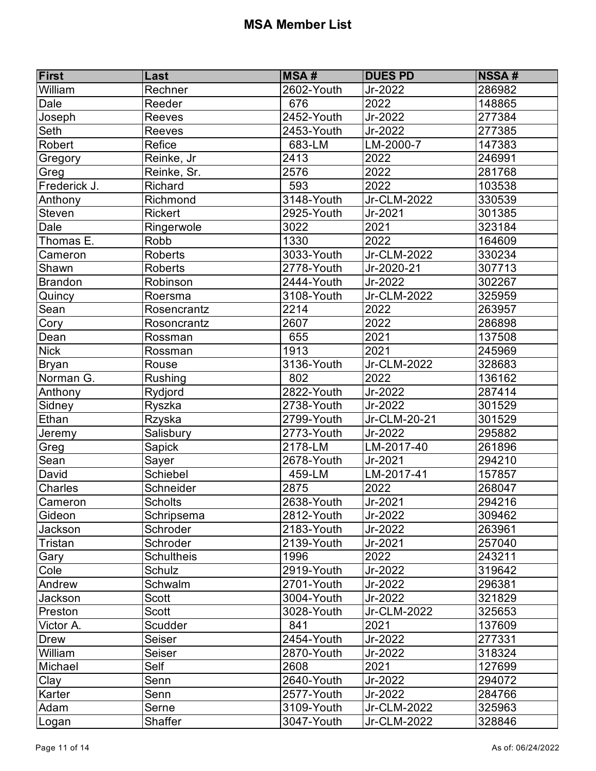# MSA Member List

| First | Last | MSA # | DUES PD | NSSA # |
|---|---|---|---|---|
| William | Rechner | 2602-Youth | Jr-2022 | 286982 |
| Dale | Reeder | 676 | 2022 | 148865 |
| Joseph | Reeves | 2452-Youth | Jr-2022 | 277384 |
| Seth | Reeves | 2453-Youth | Jr-2022 | 277385 |
| Robert | Refice | 683-LM | LM-2000-7 | 147383 |
| Gregory | Reinke, Jr | 2413 | 2022 | 246991 |
| Greg | Reinke, Sr. | 2576 | 2022 | 281768 |
| Frederick J. | Richard | 593 | 2022 | 103538 |
| Anthony | Richmond | 3148-Youth | Jr-CLM-2022 | 330539 |
| Steven | Rickert | 2925-Youth | Jr-2021 | 301385 |
| Dale | Ringerwole | 3022 | 2021 | 323184 |
| Thomas E. | Robb | 1330 | 2022 | 164609 |
| Cameron | Roberts | 3033-Youth | Jr-CLM-2022 | 330234 |
| Shawn | Roberts | 2778-Youth | Jr-2020-21 | 307713 |
| Brandon | Robinson | 2444-Youth | Jr-2022 | 302267 |
| Quincy | Roersma | 3108-Youth | Jr-CLM-2022 | 325959 |
| Sean | Rosencrantz | 2214 | 2022 | 263957 |
| Cory | Rosoncrantz | 2607 | 2022 | 286898 |
| Dean | Rossman | 655 | 2021 | 137508 |
| Nick | Rossman | 1913 | 2021 | 245969 |
| Bryan | Rouse | 3136-Youth | Jr-CLM-2022 | 328683 |
| Norman G. | Rushing | 802 | 2022 | 136162 |
| Anthony | Rydjord | 2822-Youth | Jr-2022 | 287414 |
| Sidney | Ryszka | 2738-Youth | Jr-2022 | 301529 |
| Ethan | Rzyska | 2799-Youth | Jr-CLM-20-21 | 301529 |
| Jeremy | Salisbury | 2773-Youth | Jr-2022 | 295882 |
| Greg | Sapick | 2178-LM | LM-2017-40 | 261896 |
| Sean | Sayer | 2678-Youth | Jr-2021 | 294210 |
| David | Schiebel | 459-LM | LM-2017-41 | 157857 |
| Charles | Schneider | 2875 | 2022 | 268047 |
| Cameron | Scholts | 2638-Youth | Jr-2021 | 294216 |
| Gideon | Schripsema | 2812-Youth | Jr-2022 | 309462 |
| Jackson | Schroder | 2183-Youth | Jr-2022 | 263961 |
| Tristan | Schroder | 2139-Youth | Jr-2021 | 257040 |
| Gary | Schultheis | 1996 | 2022 | 243211 |
| Cole | Schulz | 2919-Youth | Jr-2022 | 319642 |
| Andrew | Schwalm | 2701-Youth | Jr-2022 | 296381 |
| Jackson | Scott | 3004-Youth | Jr-2022 | 321829 |
| Preston | Scott | 3028-Youth | Jr-CLM-2022 | 325653 |
| Victor A. | Scudder | 841 | 2021 | 137609 |
| Drew | Seiser | 2454-Youth | Jr-2022 | 277331 |
| William | Seiser | 2870-Youth | Jr-2022 | 318324 |
| Michael | Self | 2608 | 2021 | 127699 |
| Clay | Senn | 2640-Youth | Jr-2022 | 294072 |
| Karter | Senn | 2577-Youth | Jr-2022 | 284766 |
| Adam | Serne | 3109-Youth | Jr-CLM-2022 | 325963 |
| Logan | Shaffer | 3047-Youth | Jr-CLM-2022 | 328846 |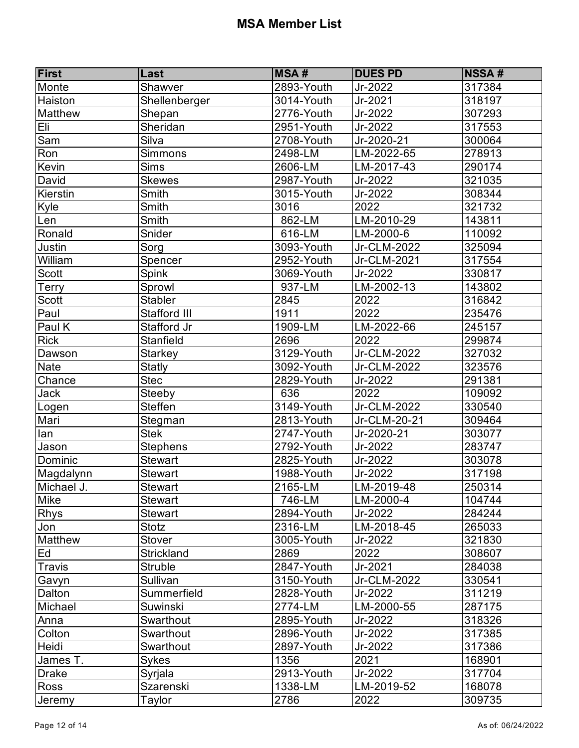# MSA Member List

| First | Last | MSA # | DUES PD | NSSA # |
|---|---|---|---|---|
| Monte | Shawver | 2893-Youth | Jr-2022 | 317384 |
| Haiston | Shellenberger | 3014-Youth | Jr-2021 | 318197 |
| Matthew | Shepan | 2776-Youth | Jr-2022 | 307293 |
| Eli | Sheridan | 2951-Youth | Jr-2022 | 317553 |
| Sam | Silva | 2708-Youth | Jr-2020-21 | 300064 |
| Ron | Simmons | 2498-LM | LM-2022-65 | 278913 |
| Kevin | Sims | 2606-LM | LM-2017-43 | 290174 |
| David | Skewes | 2987-Youth | Jr-2022 | 321035 |
| Kierstin | Smith | 3015-Youth | Jr-2022 | 308344 |
| Kyle | Smith | 3016 | 2022 | 321732 |
| Len | Smith | 862-LM | LM-2010-29 | 143811 |
| Ronald | Snider | 616-LM | LM-2000-6 | 110092 |
| Justin | Sorg | 3093-Youth | Jr-CLM-2022 | 325094 |
| William | Spencer | 2952-Youth | Jr-CLM-2021 | 317554 |
| Scott | Spink | 3069-Youth | Jr-2022 | 330817 |
| Terry | Sprowl | 937-LM | LM-2002-13 | 143802 |
| Scott | Stabler | 2845 | 2022 | 316842 |
| Paul | Stafford III | 1911 | 2022 | 235476 |
| Paul K | Stafford Jr | 1909-LM | LM-2022-66 | 245157 |
| Rick | Stanfield | 2696 | 2022 | 299874 |
| Dawson | Starkey | 3129-Youth | Jr-CLM-2022 | 327032 |
| Nate | Statly | 3092-Youth | Jr-CLM-2022 | 323576 |
| Chance | Stec | 2829-Youth | Jr-2022 | 291381 |
| Jack | Steeby | 636 | 2022 | 109092 |
| Logen | Steffen | 3149-Youth | Jr-CLM-2022 | 330540 |
| Mari | Stegman | 2813-Youth | Jr-CLM-20-21 | 309464 |
| Ian | Stek | 2747-Youth | Jr-2020-21 | 303077 |
| Jason | Stephens | 2792-Youth | Jr-2022 | 283747 |
| Dominic | Stewart | 2825-Youth | Jr-2022 | 303078 |
| Magdalynn | Stewart | 1988-Youth | Jr-2022 | 317198 |
| Michael J. | Stewart | 2165-LM | LM-2019-48 | 250314 |
| Mike | Stewart | 746-LM | LM-2000-4 | 104744 |
| Rhys | Stewart | 2894-Youth | Jr-2022 | 284244 |
| Jon | Stotz | 2316-LM | LM-2018-45 | 265033 |
| Matthew | Stover | 3005-Youth | Jr-2022 | 321830 |
| Ed | Strickland | 2869 | 2022 | 308607 |
| Travis | Struble | 2847-Youth | Jr-2021 | 284038 |
| Gavyn | Sullivan | 3150-Youth | Jr-CLM-2022 | 330541 |
| Dalton | Summerfield | 2828-Youth | Jr-2022 | 311219 |
| Michael | Suwinski | 2774-LM | LM-2000-55 | 287175 |
| Anna | Swarthout | 2895-Youth | Jr-2022 | 318326 |
| Colton | Swarthout | 2896-Youth | Jr-2022 | 317385 |
| Heidi | Swarthout | 2897-Youth | Jr-2022 | 317386 |
| James T. | Sykes | 1356 | 2021 | 168901 |
| Drake | Syrjala | 2913-Youth | Jr-2022 | 317704 |
| Ross | Szarenski | 1338-LM | LM-2019-52 | 168078 |
| Jeremy | Taylor | 2786 | 2022 | 309735 |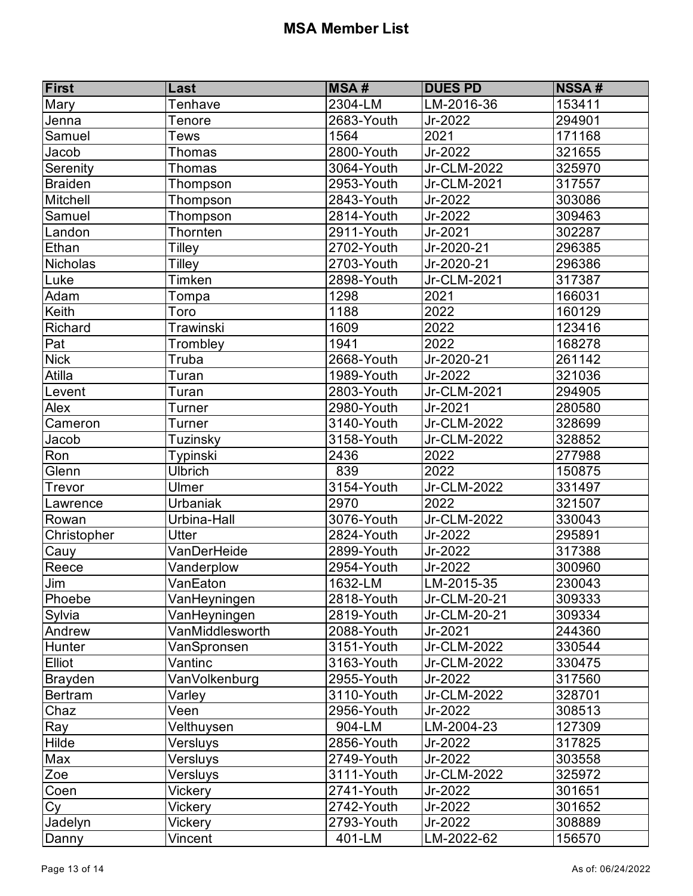# MSA Member List

| First | Last | MSA # | DUES PD | NSSA # |
|---|---|---|---|---|
| Mary | Tenhave | 2304-LM | LM-2016-36 | 153411 |
| Jenna | Tenore | 2683-Youth | Jr-2022 | 294901 |
| Samuel | Tews | 1564 | 2021 | 171168 |
| Jacob | Thomas | 2800-Youth | Jr-2022 | 321655 |
| Serenity | Thomas | 3064-Youth | Jr-CLM-2022 | 325970 |
| Braiden | Thompson | 2953-Youth | Jr-CLM-2021 | 317557 |
| Mitchell | Thompson | 2843-Youth | Jr-2022 | 303086 |
| Samuel | Thompson | 2814-Youth | Jr-2022 | 309463 |
| Landon | Thornten | 2911-Youth | Jr-2021 | 302287 |
| Ethan | Tilley | 2702-Youth | Jr-2020-21 | 296385 |
| Nicholas | Tilley | 2703-Youth | Jr-2020-21 | 296386 |
| Luke | Timken | 2898-Youth | Jr-CLM-2021 | 317387 |
| Adam | Tompa | 1298 | 2021 | 166031 |
| Keith | Toro | 1188 | 2022 | 160129 |
| Richard | Trawinski | 1609 | 2022 | 123416 |
| Pat | Trombley | 1941 | 2022 | 168278 |
| Nick | Truba | 2668-Youth | Jr-2020-21 | 261142 |
| Atilla | Turan | 1989-Youth | Jr-2022 | 321036 |
| Levent | Turan | 2803-Youth | Jr-CLM-2021 | 294905 |
| Alex | Turner | 2980-Youth | Jr-2021 | 280580 |
| Cameron | Turner | 3140-Youth | Jr-CLM-2022 | 328699 |
| Jacob | Tuzinsky | 3158-Youth | Jr-CLM-2022 | 328852 |
| Ron | Typinski | 2436 | 2022 | 277988 |
| Glenn | Ulbrich | 839 | 2022 | 150875 |
| Trevor | Ulmer | 3154-Youth | Jr-CLM-2022 | 331497 |
| Lawrence | Urbaniak | 2970 | 2022 | 321507 |
| Rowan | Urbina-Hall | 3076-Youth | Jr-CLM-2022 | 330043 |
| Christopher | Utter | 2824-Youth | Jr-2022 | 295891 |
| Cauy | VanDerHeide | 2899-Youth | Jr-2022 | 317388 |
| Reece | Vanderplow | 2954-Youth | Jr-2022 | 300960 |
| Jim | VanEaton | 1632-LM | LM-2015-35 | 230043 |
| Phoebe | VanHeyningen | 2818-Youth | Jr-CLM-20-21 | 309333 |
| Sylvia | VanHeyningen | 2819-Youth | Jr-CLM-20-21 | 309334 |
| Andrew | VanMiddlesworth | 2088-Youth | Jr-2021 | 244360 |
| Hunter | VanSpronsen | 3151-Youth | Jr-CLM-2022 | 330544 |
| Elliot | Vantinc | 3163-Youth | Jr-CLM-2022 | 330475 |
| Brayden | VanVolkenburg | 2955-Youth | Jr-2022 | 317560 |
| Bertram | Varley | 3110-Youth | Jr-CLM-2022 | 328701 |
| Chaz | Veen | 2956-Youth | Jr-2022 | 308513 |
| Ray | Velthuysen | 904-LM | LM-2004-23 | 127309 |
| Hilde | Versluys | 2856-Youth | Jr-2022 | 317825 |
| Max | Versluys | 2749-Youth | Jr-2022 | 303558 |
| Zoe | Versluys | 3111-Youth | Jr-CLM-2022 | 325972 |
| Coen | Vickery | 2741-Youth | Jr-2022 | 301651 |
| Cy | Vickery | 2742-Youth | Jr-2022 | 301652 |
| Jadelyn | Vickery | 2793-Youth | Jr-2022 | 308889 |
| Danny | Vincent | 401-LM | LM-2022-62 | 156570 |

As of: 06/24/2022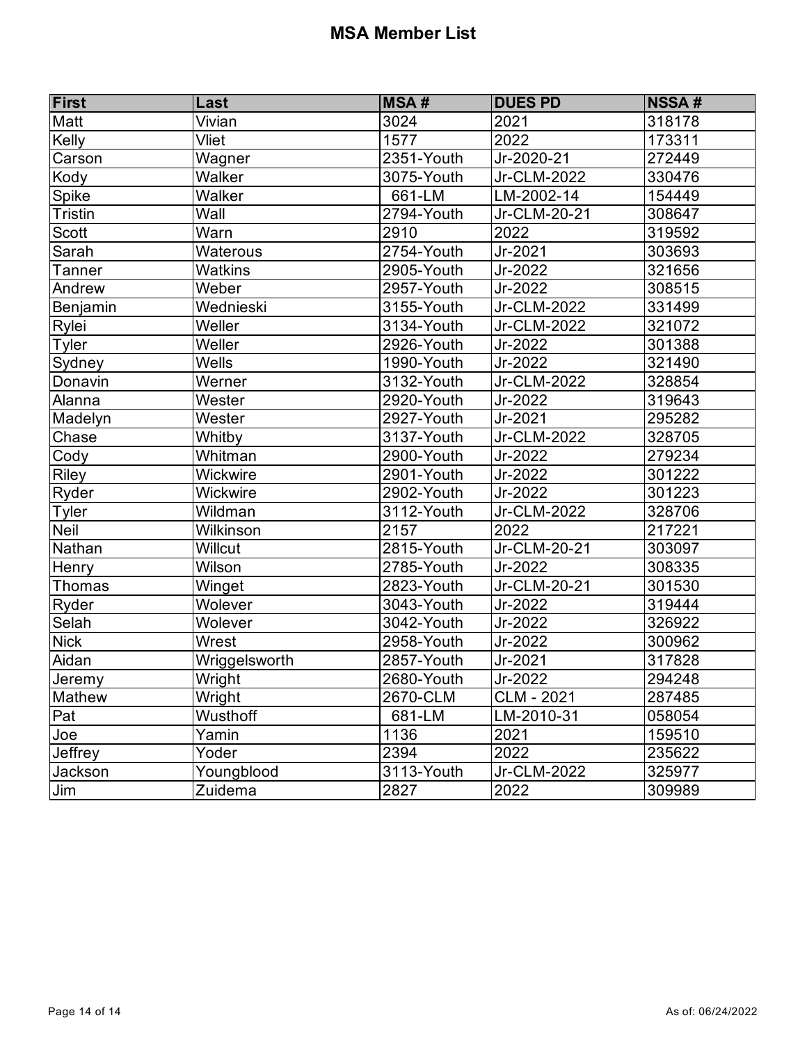# MSA Member List

| First | Last | MSA # | DUES PD | NSSA # |
| --- | --- | --- | --- | --- |
| Matt | Vivian | 3024 | 2021 | 318178 |
| Kelly | Vliet | 1577 | 2022 | 173311 |
| Carson | Wagner | 2351-Youth | Jr-2020-21 | 272449 |
| Kody | Walker | 3075-Youth | Jr-CLM-2022 | 330476 |
| Spike | Walker | 661-LM | LM-2002-14 | 154449 |
| Tristin | Wall | 2794-Youth | Jr-CLM-20-21 | 308647 |
| Scott | Warn | 2910 | 2022 | 319592 |
| Sarah | Waterous | 2754-Youth | Jr-2021 | 303693 |
| Tanner | Watkins | 2905-Youth | Jr-2022 | 321656 |
| Andrew | Weber | 2957-Youth | Jr-2022 | 308515 |
| Benjamin | Wednieski | 3155-Youth | Jr-CLM-2022 | 331499 |
| Rylei | Weller | 3134-Youth | Jr-CLM-2022 | 321072 |
| Tyler | Weller | 2926-Youth | Jr-2022 | 301388 |
| Sydney | Wells | 1990-Youth | Jr-2022 | 321490 |
| Donavin | Werner | 3132-Youth | Jr-CLM-2022 | 328854 |
| Alanna | Wester | 2920-Youth | Jr-2022 | 319643 |
| Madelyn | Wester | 2927-Youth | Jr-2021 | 295282 |
| Chase | Whitby | 3137-Youth | Jr-CLM-2022 | 328705 |
| Cody | Whitman | 2900-Youth | Jr-2022 | 279234 |
| Riley | Wickwire | 2901-Youth | Jr-2022 | 301222 |
| Ryder | Wickwire | 2902-Youth | Jr-2022 | 301223 |
| Tyler | Wildman | 3112-Youth | Jr-CLM-2022 | 328706 |
| Neil | Wilkinson | 2157 | 2022 | 217221 |
| Nathan | Willcut | 2815-Youth | Jr-CLM-20-21 | 303097 |
| Henry | Wilson | 2785-Youth | Jr-2022 | 308335 |
| Thomas | Winget | 2823-Youth | Jr-CLM-20-21 | 301530 |
| Ryder | Wolever | 3043-Youth | Jr-2022 | 319444 |
| Selah | Wolever | 3042-Youth | Jr-2022 | 326922 |
| Nick | Wrest | 2958-Youth | Jr-2022 | 300962 |
| Aidan | Wriggelsworth | 2857-Youth | Jr-2021 | 317828 |
| Jeremy | Wright | 2680-Youth | Jr-2022 | 294248 |
| Mathew | Wright | 2670-CLM | CLM - 2021 | 287485 |
| Pat | Wusthoff | 681-LM | LM-2010-31 | 058054 |
| Joe | Yamin | 1136 | 2021 | 159510 |
| Jeffrey | Yoder | 2394 | 2022 | 235622 |
| Jackson | Youngblood | 3113-Youth | Jr-CLM-2022 | 325977 |
| Jim | Zuidema | 2827 | 2022 | 309989 |

As of: 06/24/2022